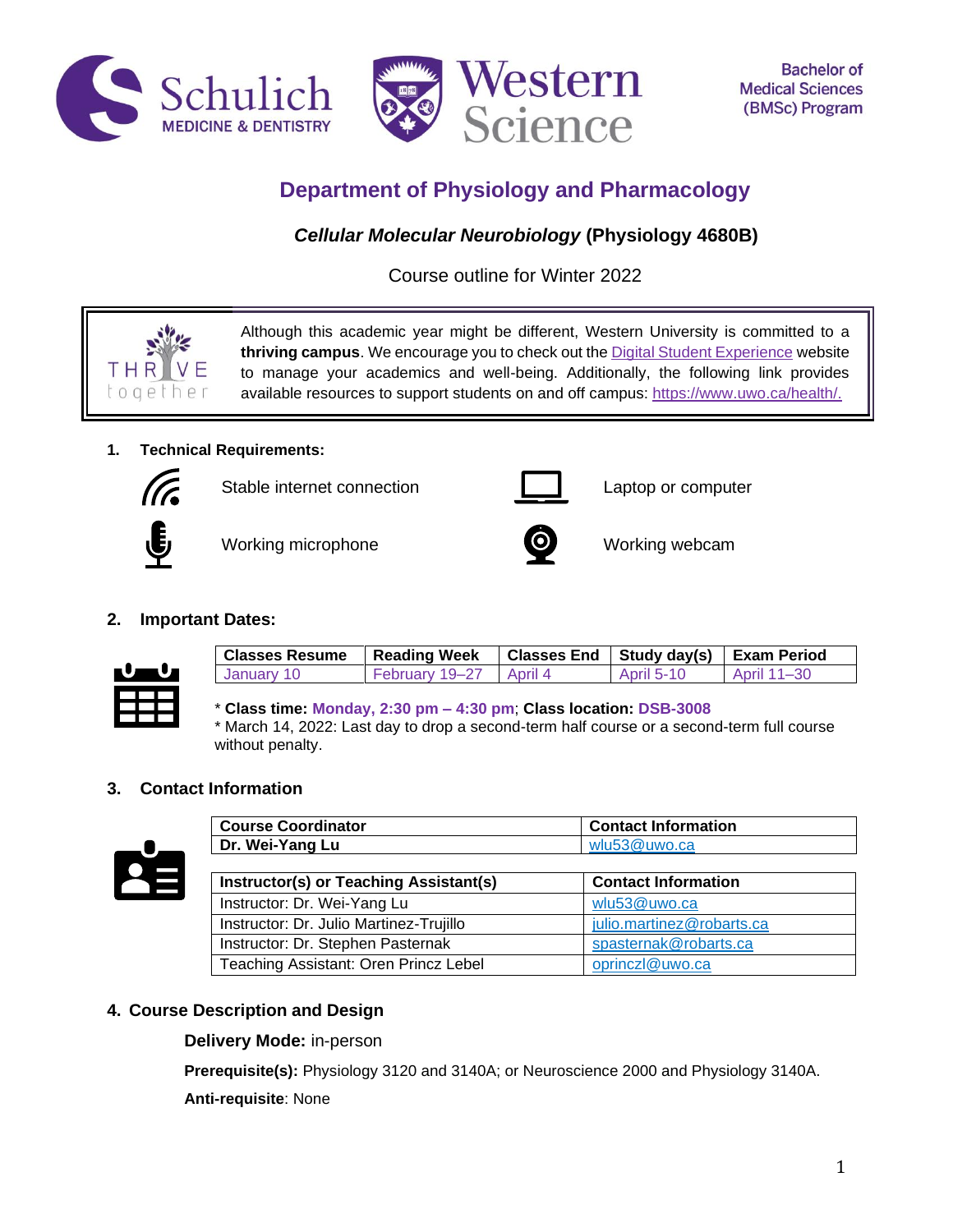Bachelor of Medical Sciences (BMSc) Program

# Department of Physiology and Pharmacology

## *Cellular Molecular Neurobiology* (Physiology 4680B)

Course outline for Winter 2022

Although this academic year might be different, Western University is committed to a **thriving campus**. We encourage you to check out the Digital Student Experience website to manage your academics and well-being. Additionally, the following link provides available resources to support students on and off campus: https://www.uwo.ca/health/.

### 1. Technical Requirements:

- Stable internet connection
- Laptop or computer
- Working microphone
- Working webcam

### 2. Important Dates:

| Classes Resume | Reading Week | Classes End | Study day(s) | Exam Period |
|---|---|---|---|---|
| January 10 | February 19–27 | April 4 | April 5-10 | April 11–30 |

\* **Class time:** **Monday, 2:30 pm – 4:30 pm**; **Class location:** **DSB-3008**
\* March 14, 2022: Last day to drop a second-term half course or a second-term full course without penalty.

### 3. Contact Information

| Course Coordinator | Contact Information |
|---|---|
| **Dr. Wei-Yang Lu** | wlu53@uwo.ca |

| Instructor(s) or Teaching Assistant(s) | Contact Information |
|---|---|
| Instructor: Dr. Wei-Yang Lu | wlu53@uwo.ca |
| Instructor: Dr. Julio Martinez-Trujillo | julio.martinez@robarts.ca |
| Instructor: Dr. Stephen Pasternak | spasternak@robarts.ca |
| Teaching Assistant: Oren Princz Lebel | oprinczl@uwo.ca |

### 4. Course Description and Design

**Delivery Mode:** in-person

**Prerequisite(s):** Physiology 3120 and 3140A; or Neuroscience 2000 and Physiology 3140A.

**Anti-requisite**: None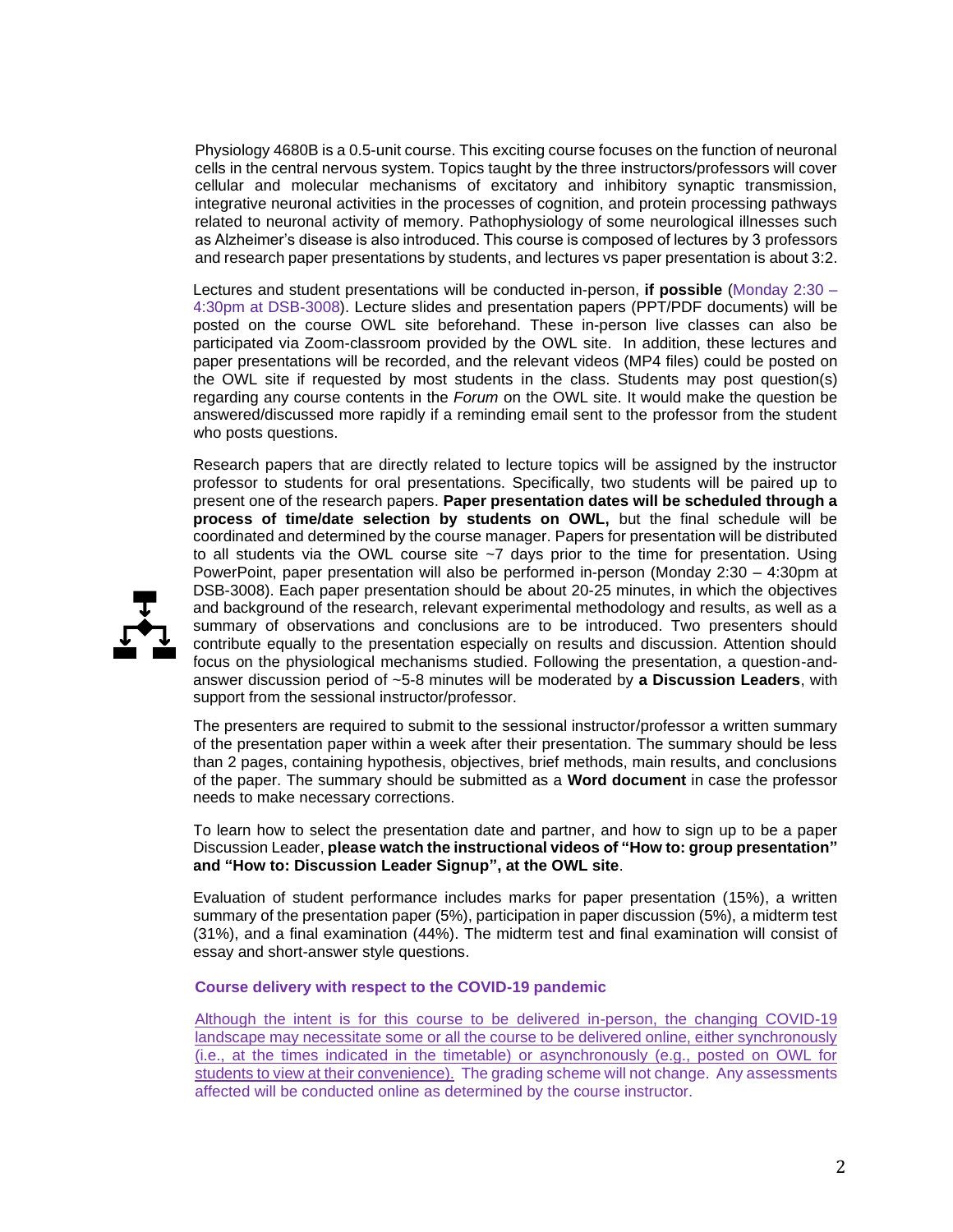Physiology 4680B is a 0.5-unit course. This exciting course focuses on the function of neuronal cells in the central nervous system. Topics taught by the three instructors/professors will cover cellular and molecular mechanisms of excitatory and inhibitory synaptic transmission, integrative neuronal activities in the processes of cognition, and protein processing pathways related to neuronal activity of memory. Pathophysiology of some neurological illnesses such as Alzheimer's disease is also introduced. This course is composed of lectures by 3 professors and research paper presentations by students, and lectures vs paper presentation is about 3:2.

Lectures and student presentations will be conducted in-person, **if possible** (Monday 2:30 – 4:30pm at DSB-3008). Lecture slides and presentation papers (PPT/PDF documents) will be posted on the course OWL site beforehand. These in-person live classes can also be participated via Zoom-classroom provided by the OWL site. In addition, these lectures and paper presentations will be recorded, and the relevant videos (MP4 files) could be posted on the OWL site if requested by most students in the class. Students may post question(s) regarding any course contents in the *Forum* on the OWL site. It would make the question be answered/discussed more rapidly if a reminding email sent to the professor from the student who posts questions.

Research papers that are directly related to lecture topics will be assigned by the instructor professor to students for oral presentations. Specifically, two students will be paired up to present one of the research papers. **Paper presentation dates will be scheduled through a process of time/date selection by students on OWL,** but the final schedule will be coordinated and determined by the course manager. Papers for presentation will be distributed to all students via the OWL course site ~7 days prior to the time for presentation. Using PowerPoint, paper presentation will also be performed in-person (Monday 2:30 – 4:30pm at DSB-3008). Each paper presentation should be about 20-25 minutes, in which the objectives and background of the research, relevant experimental methodology and results, as well as a summary of observations and conclusions are to be introduced. Two presenters should contribute equally to the presentation especially on results and discussion. Attention should focus on the physiological mechanisms studied. Following the presentation, a question-and-answer discussion period of ~5-8 minutes will be moderated by **a Discussion Leaders**, with support from the sessional instructor/professor.

The presenters are required to submit to the sessional instructor/professor a written summary of the presentation paper within a week after their presentation. The summary should be less than 2 pages, containing hypothesis, objectives, brief methods, main results, and conclusions of the paper. The summary should be submitted as a **Word document** in case the professor needs to make necessary corrections.

To learn how to select the presentation date and partner, and how to sign up to be a paper Discussion Leader, **please watch the instructional videos of "How to: group presentation" and "How to: Discussion Leader Signup", at the OWL site**.

Evaluation of student performance includes marks for paper presentation (15%), a written summary of the presentation paper (5%), participation in paper discussion (5%), a midterm test (31%), and a final examination (44%). The midterm test and final examination will consist of essay and short-answer style questions.

### Course delivery with respect to the COVID-19 pandemic

Although the intent is for this course to be delivered in-person, the changing COVID-19 landscape may necessitate some or all the course to be delivered online, either synchronously (i.e., at the times indicated in the timetable) or asynchronously (e.g., posted on OWL for students to view at their convenience). The grading scheme will not change. Any assessments affected will be conducted online as determined by the course instructor.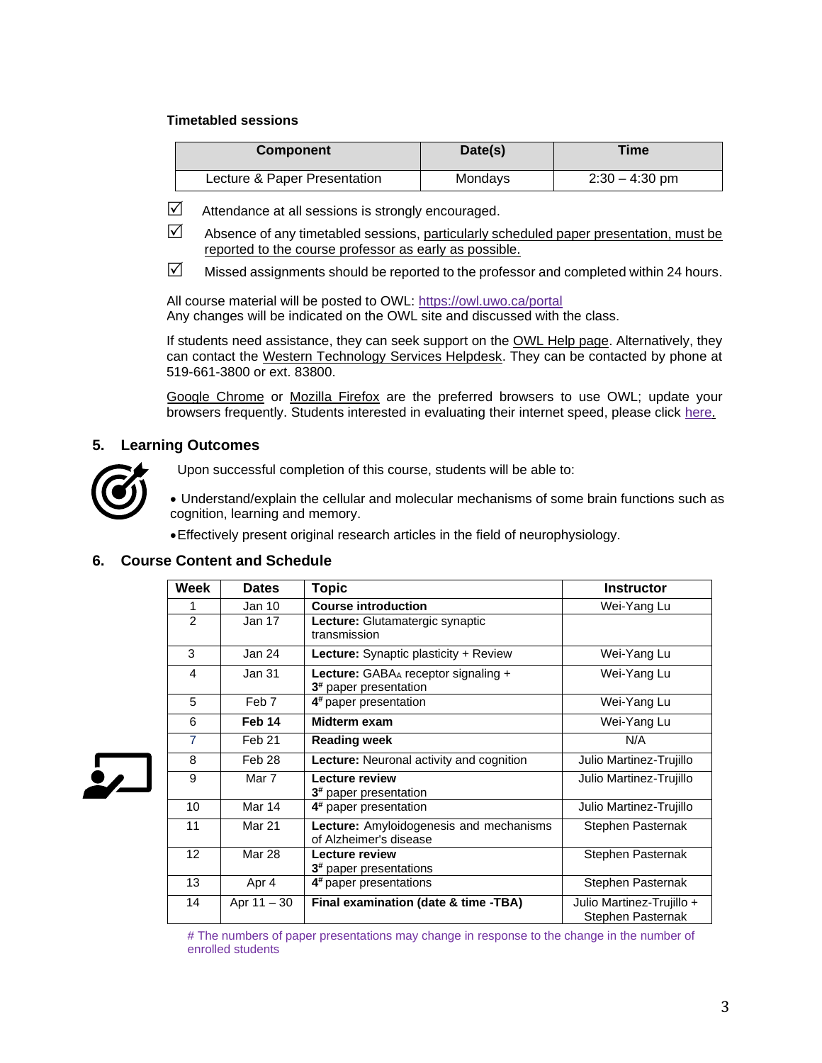**Timetabled sessions**

| Component | Date(s) | Time |
|---|---|---|
| Lecture & Paper Presentation | Mondays | 2:30 – 4:30 pm |

- ☑ Attendance at all sessions is strongly encouraged.
- ☑ Absence of any timetabled sessions, particularly scheduled paper presentation, must be reported to the course professor as early as possible.
- ☑ Missed assignments should be reported to the professor and completed within 24 hours.

All course material will be posted to OWL: https://owl.uwo.ca/portal
Any changes will be indicated on the OWL site and discussed with the class.

If students need assistance, they can seek support on the OWL Help page. Alternatively, they can contact the Western Technology Services Helpdesk. They can be contacted by phone at 519-661-3800 or ext. 83800.

Google Chrome or Mozilla Firefox are the preferred browsers to use OWL; update your browsers frequently. Students interested in evaluating their internet speed, please click here.

## 5. Learning Outcomes

Upon successful completion of this course, students will be able to:

- Understand/explain the cellular and molecular mechanisms of some brain functions such as cognition, learning and memory.
- Effectively present original research articles in the field of neurophysiology.

## 6. Course Content and Schedule

| Week | Dates | Topic | Instructor |
|---|---|---|---|
| 1 | Jan 10 | **Course introduction** | Wei-Yang Lu |
| 2 | Jan 17 | **Lecture:** Glutamatergic synaptic transmission | |
| 3 | Jan 24 | **Lecture:** Synaptic plasticity + Review | Wei-Yang Lu |
| 4 | Jan 31 | **Lecture:** $GABA_A$ receptor signaling + **3#** paper presentation | Wei-Yang Lu |
| 5 | Feb 7 | **4#** paper presentation | Wei-Yang Lu |
| 6 | **Feb 14** | **Midterm exam** | Wei-Yang Lu |
| 7 | Feb 21 | **Reading week** | N/A |
| 8 | Feb 28 | **Lecture:** Neuronal activity and cognition | Julio Martinez-Trujillo |
| 9 | Mar 7 | **Lecture review** **3#** paper presentation | Julio Martinez-Trujillo |
| 10 | Mar 14 | **4#** paper presentation | Julio Martinez-Trujillo |
| 11 | Mar 21 | **Lecture:** Amyloidogenesis and mechanisms of Alzheimer's disease | Stephen Pasternak |
| 12 | Mar 28 | **Lecture review** **3#** paper presentations | Stephen Pasternak |
| 13 | Apr 4 | **4#** paper presentations | Stephen Pasternak |
| 14 | Apr 11 – 30 | **Final examination (date & time -TBA)** | Julio Martinez-Trujillo + Stephen Pasternak |

# The numbers of paper presentations may change in response to the change in the number of enrolled students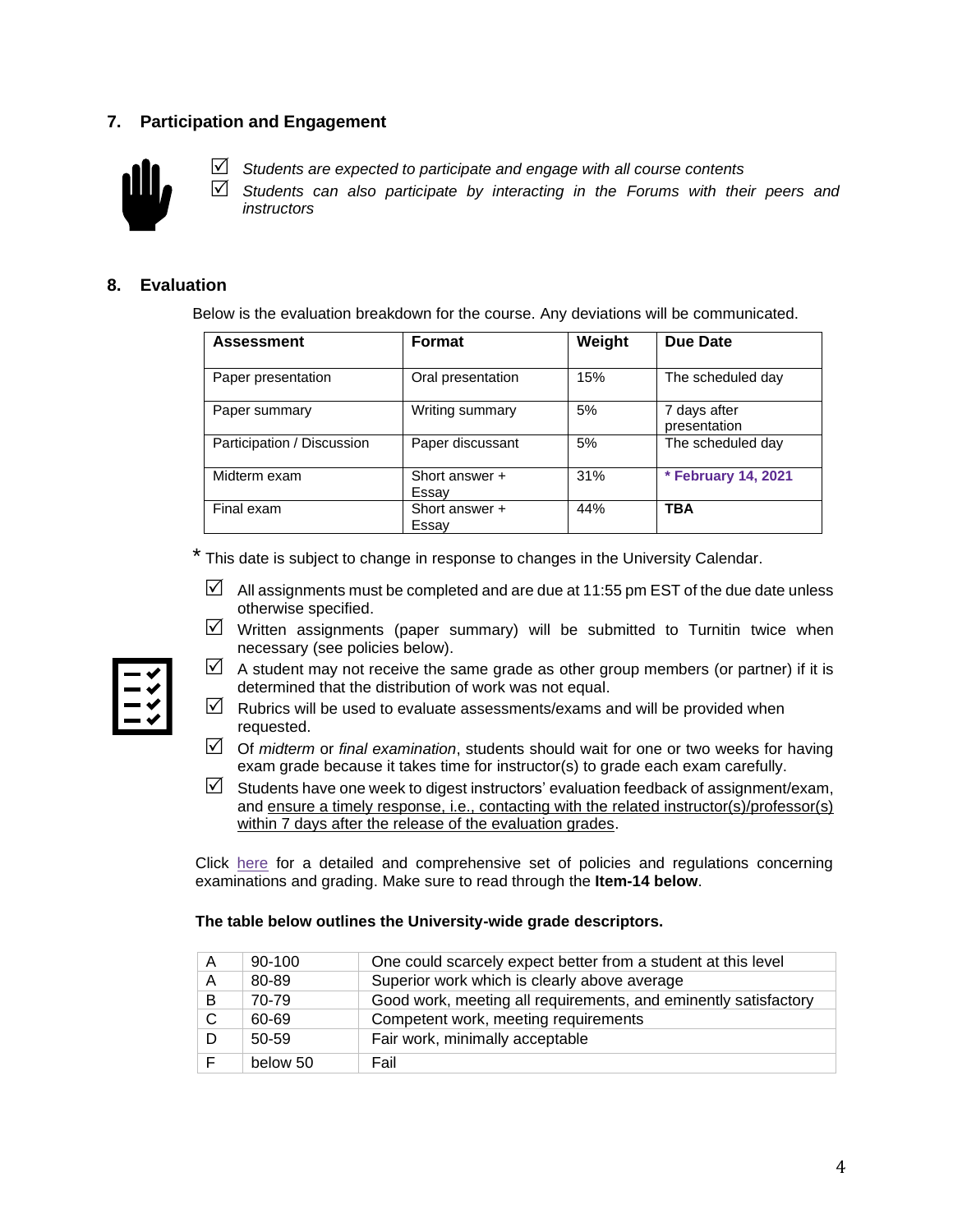## 7. Participation and Engagement

- ☑ *Students are expected to participate and engage with all course contents*
- ☑ *Students can also participate by interacting in the Forums with their peers and instructors*

## 8. Evaluation

Below is the evaluation breakdown for the course. Any deviations will be communicated.

| Assessment | Format | Weight | Due Date |
|---|---|---|---|
| Paper presentation | Oral presentation | 15% | The scheduled day |
| Paper summary | Writing summary | 5% | 7 days after presentation |
| Participation / Discussion | Paper discussant | 5% | The scheduled day |
| Midterm exam | Short answer + Essay | 31% | **\* February 14, 2021** |
| Final exam | Short answer + Essay | 44% | **TBA** |

\* This date is subject to change in response to changes in the University Calendar.

- ☑ All assignments must be completed and are due at 11:55 pm EST of the due date unless otherwise specified.
- ☑ Written assignments (paper summary) will be submitted to Turnitin twice when necessary (see policies below).
- ☑ A student may not receive the same grade as other group members (or partner) if it is determined that the distribution of work was not equal.
- ☑ Rubrics will be used to evaluate assessments/exams and will be provided when requested.
- ☑ Of *midterm* or *final examination*, students should wait for one or two weeks for having exam grade because it takes time for instructor(s) to grade each exam carefully.
- ☑ Students have one week to digest instructors' evaluation feedback of assignment/exam, and ensure a timely response, i.e., contacting with the related instructor(s)/professor(s) within 7 days after the release of the evaluation grades.

Click here for a detailed and comprehensive set of policies and regulations concerning examinations and grading. Make sure to read through the **Item-14 below**.

**The table below outlines the University-wide grade descriptors.**

| | | |
|---|---|---|
| A | 90-100 | One could scarcely expect better from a student at this level |
| A | 80-89 | Superior work which is clearly above average |
| B | 70-79 | Good work, meeting all requirements, and eminently satisfactory |
| C | 60-69 | Competent work, meeting requirements |
| D | 50-59 | Fair work, minimally acceptable |
| F | below 50 | Fail |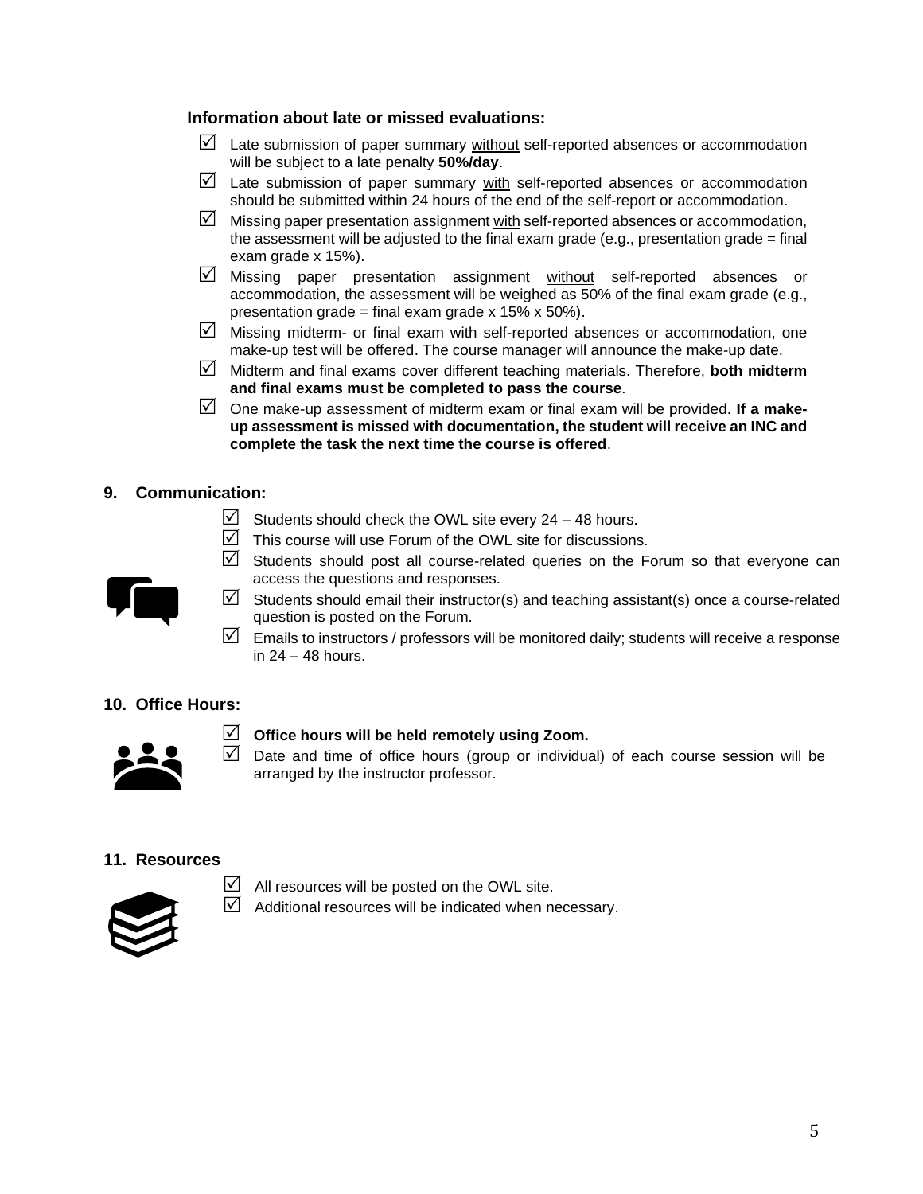**Information about late or missed evaluations:**

- ☑ Late submission of paper summary without self-reported absences or accommodation will be subject to a late penalty **50%/day**.
- ☑ Late submission of paper summary with self-reported absences or accommodation should be submitted within 24 hours of the end of the self-report or accommodation.
- ☑ Missing paper presentation assignment with self-reported absences or accommodation, the assessment will be adjusted to the final exam grade (e.g., presentation grade = final exam grade x 15%).
- ☑ Missing paper presentation assignment without self-reported absences or accommodation, the assessment will be weighed as 50% of the final exam grade (e.g., presentation grade = final exam grade x 15% x 50%).
- ☑ Missing midterm- or final exam with self-reported absences or accommodation, one make-up test will be offered. The course manager will announce the make-up date.
- ☑ Midterm and final exams cover different teaching materials. Therefore, **both midterm and final exams must be completed to pass the course**.
- ☑ One make-up assessment of midterm exam or final exam will be provided. **If a make-up assessment is missed with documentation, the student will receive an INC and complete the task the next time the course is offered**.

## 9. Communication:

- ☑ Students should check the OWL site every 24 – 48 hours.
- ☑ This course will use Forum of the OWL site for discussions.
- ☑ Students should post all course-related queries on the Forum so that everyone can access the questions and responses.
- ☑ Students should email their instructor(s) and teaching assistant(s) once a course-related question is posted on the Forum.
- ☑ Emails to instructors / professors will be monitored daily; students will receive a response in 24 – 48 hours.

## 10. Office Hours:

- ☑ **Office hours will be held remotely using Zoom.**
- ☑ Date and time of office hours (group or individual) of each course session will be arranged by the instructor professor.

## 11. Resources

- ☑ All resources will be posted on the OWL site.
- ☑ Additional resources will be indicated when necessary.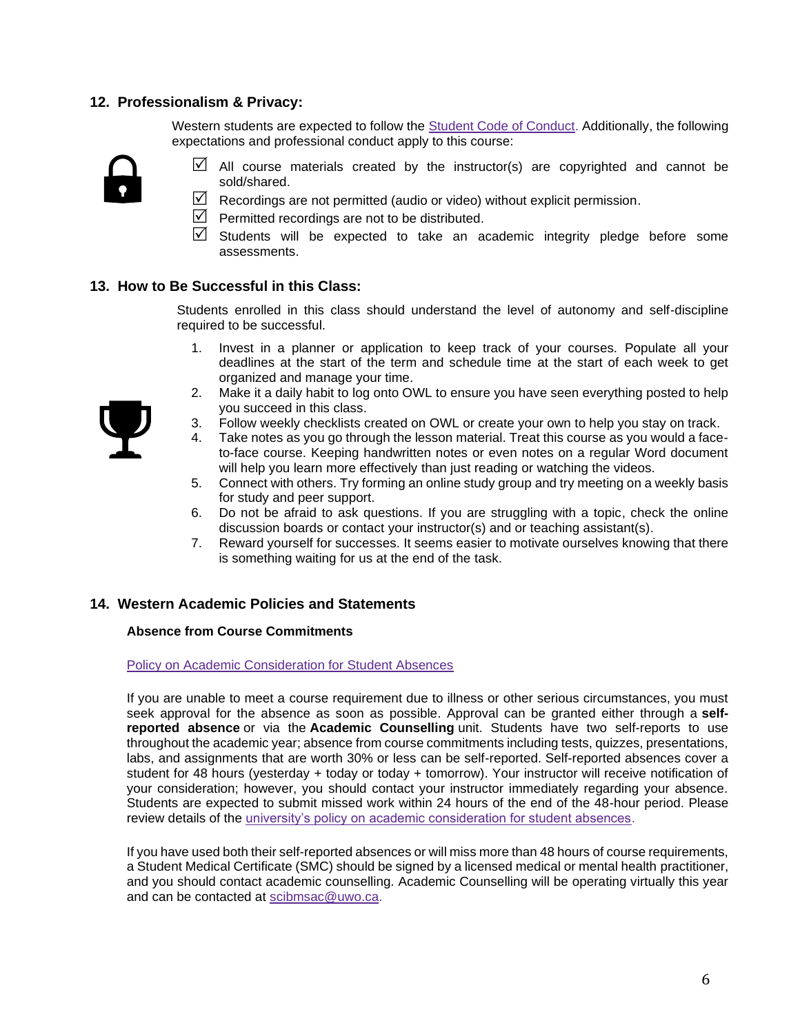## 12. Professionalism & Privacy:

Western students are expected to follow the [Student Code of Conduct](). Additionally, the following expectations and professional conduct apply to this course:

- ☑ All course materials created by the instructor(s) are copyrighted and cannot be sold/shared.
- ☑ Recordings are not permitted (audio or video) without explicit permission.
- ☑ Permitted recordings are not to be distributed.
- ☑ Students will be expected to take an academic integrity pledge before some assessments.

## 13. How to Be Successful in this Class:

Students enrolled in this class should understand the level of autonomy and self-discipline required to be successful.

1. Invest in a planner or application to keep track of your courses. Populate all your deadlines at the start of the term and schedule time at the start of each week to get organized and manage your time.
2. Make it a daily habit to log onto OWL to ensure you have seen everything posted to help you succeed in this class.
3. Follow weekly checklists created on OWL or create your own to help you stay on track.
4. Take notes as you go through the lesson material. Treat this course as you would a face-to-face course. Keeping handwritten notes or even notes on a regular Word document will help you learn more effectively than just reading or watching the videos.
5. Connect with others. Try forming an online study group and try meeting on a weekly basis for study and peer support.
6. Do not be afraid to ask questions. If you are struggling with a topic, check the online discussion boards or contact your instructor(s) and or teaching assistant(s).
7. Reward yourself for successes. It seems easier to motivate ourselves knowing that there is something waiting for us at the end of the task.

## 14. Western Academic Policies and Statements

### Absence from Course Commitments

Policy on Academic Consideration for Student Absences

If you are unable to meet a course requirement due to illness or other serious circumstances, you must seek approval for the absence as soon as possible. Approval can be granted either through a **self-reported absence** or via the **Academic Counselling** unit. Students have two self-reports to use throughout the academic year; absence from course commitments including tests, quizzes, presentations, labs, and assignments that are worth 30% or less can be self-reported. Self-reported absences cover a student for 48 hours (yesterday + today or today + tomorrow). Your instructor will receive notification of your consideration; however, you should contact your instructor immediately regarding your absence. Students are expected to submit missed work within 24 hours of the end of the 48-hour period. Please review details of the university's policy on academic consideration for student absences.

If you have used both their self-reported absences or will miss more than 48 hours of course requirements, a Student Medical Certificate (SMC) should be signed by a licensed medical or mental health practitioner, and you should contact academic counselling. Academic Counselling will be operating virtually this year and can be contacted at scibmsac@uwo.ca.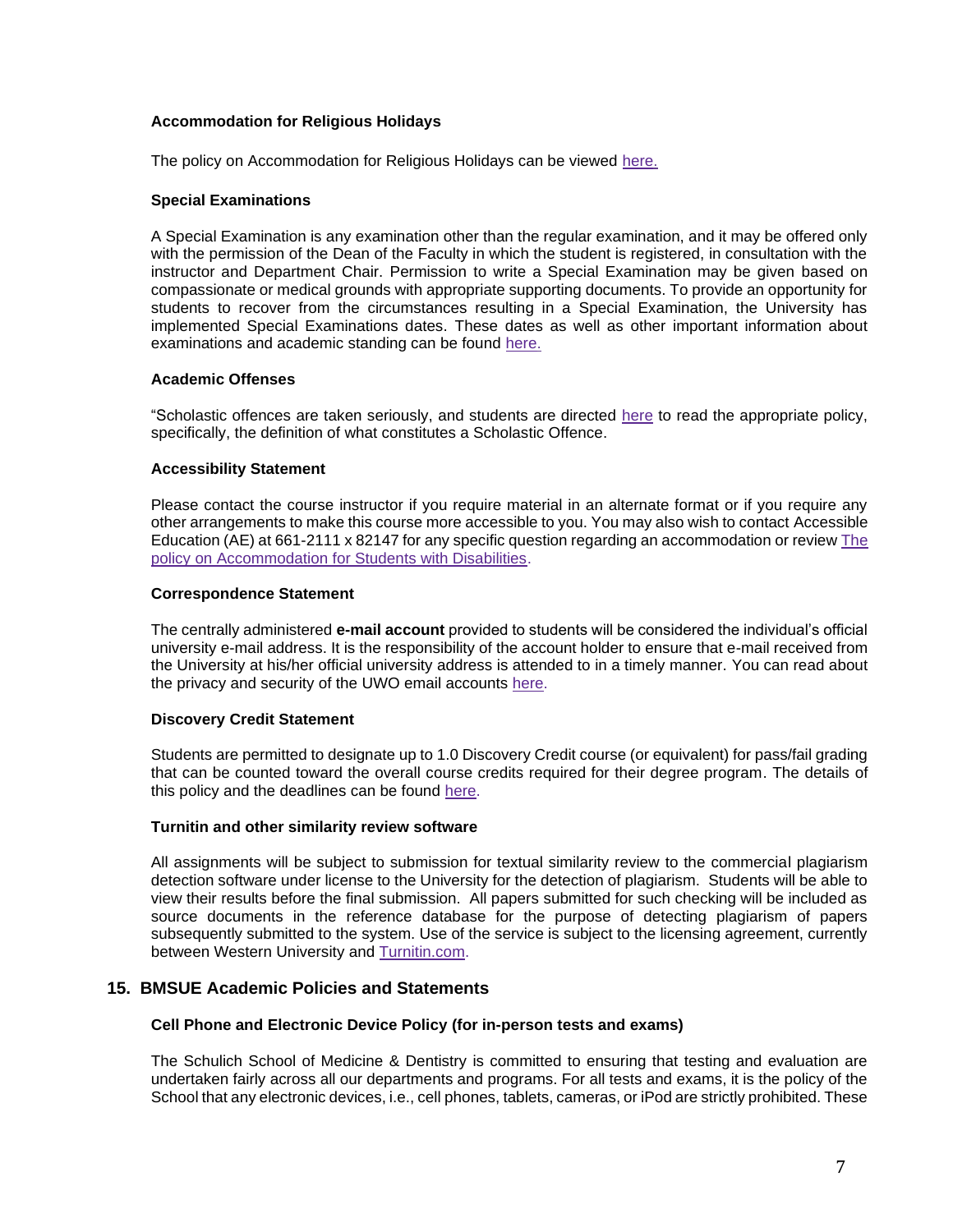**Accommodation for Religious Holidays**

The policy on Accommodation for Religious Holidays can be viewed here.

**Special Examinations**

A Special Examination is any examination other than the regular examination, and it may be offered only with the permission of the Dean of the Faculty in which the student is registered, in consultation with the instructor and Department Chair. Permission to write a Special Examination may be given based on compassionate or medical grounds with appropriate supporting documents. To provide an opportunity for students to recover from the circumstances resulting in a Special Examination, the University has implemented Special Examinations dates. These dates as well as other important information about examinations and academic standing can be found here.

**Academic Offenses**

"Scholastic offences are taken seriously, and students are directed here to read the appropriate policy, specifically, the definition of what constitutes a Scholastic Offence.

**Accessibility Statement**

Please contact the course instructor if you require material in an alternate format or if you require any other arrangements to make this course more accessible to you. You may also wish to contact Accessible Education (AE) at 661-2111 x 82147 for any specific question regarding an accommodation or review The policy on Accommodation for Students with Disabilities.

**Correspondence Statement**

The centrally administered **e-mail account** provided to students will be considered the individual's official university e-mail address. It is the responsibility of the account holder to ensure that e-mail received from the University at his/her official university address is attended to in a timely manner. You can read about the privacy and security of the UWO email accounts here.

**Discovery Credit Statement**

Students are permitted to designate up to 1.0 Discovery Credit course (or equivalent) for pass/fail grading that can be counted toward the overall course credits required for their degree program. The details of this policy and the deadlines can be found here.

**Turnitin and other similarity review software**

All assignments will be subject to submission for textual similarity review to the commercial plagiarism detection software under license to the University for the detection of plagiarism. Students will be able to view their results before the final submission. All papers submitted for such checking will be included as source documents in the reference database for the purpose of detecting plagiarism of papers subsequently submitted to the system. Use of the service is subject to the licensing agreement, currently between Western University and Turnitin.com.

## 15. BMSUE Academic Policies and Statements

**Cell Phone and Electronic Device Policy (for in-person tests and exams)**

The Schulich School of Medicine & Dentistry is committed to ensuring that testing and evaluation are undertaken fairly across all our departments and programs. For all tests and exams, it is the policy of the School that any electronic devices, i.e., cell phones, tablets, cameras, or iPod are strictly prohibited. These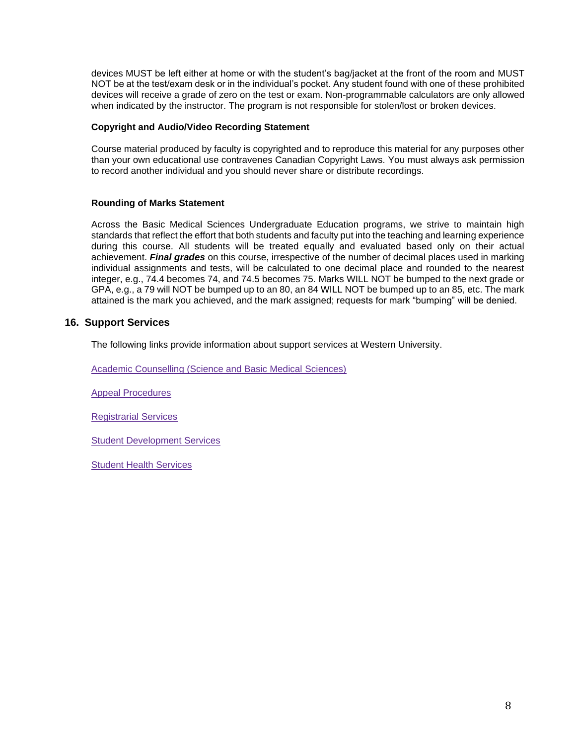devices MUST be left either at home or with the student's bag/jacket at the front of the room and MUST NOT be at the test/exam desk or in the individual's pocket. Any student found with one of these prohibited devices will receive a grade of zero on the test or exam. Non-programmable calculators are only allowed when indicated by the instructor. The program is not responsible for stolen/lost or broken devices.

**Copyright and Audio/Video Recording Statement**

Course material produced by faculty is copyrighted and to reproduce this material for any purposes other than your own educational use contravenes Canadian Copyright Laws. You must always ask permission to record another individual and you should never share or distribute recordings.

**Rounding of Marks Statement**

Across the Basic Medical Sciences Undergraduate Education programs, we strive to maintain high standards that reflect the effort that both students and faculty put into the teaching and learning experience during this course. All students will be treated equally and evaluated based only on their actual achievement. ***Final grades*** on this course, irrespective of the number of decimal places used in marking individual assignments and tests, will be calculated to one decimal place and rounded to the nearest integer, e.g., 74.4 becomes 74, and 74.5 becomes 75. Marks WILL NOT be bumped to the next grade or GPA, e.g., a 79 will NOT be bumped up to an 80, an 84 WILL NOT be bumped up to an 85, etc. The mark attained is the mark you achieved, and the mark assigned; requests for mark "bumping" will be denied.

## 16. Support Services

The following links provide information about support services at Western University.

Academic Counselling (Science and Basic Medical Sciences)

Appeal Procedures

Registrarial Services

Student Development Services

Student Health Services